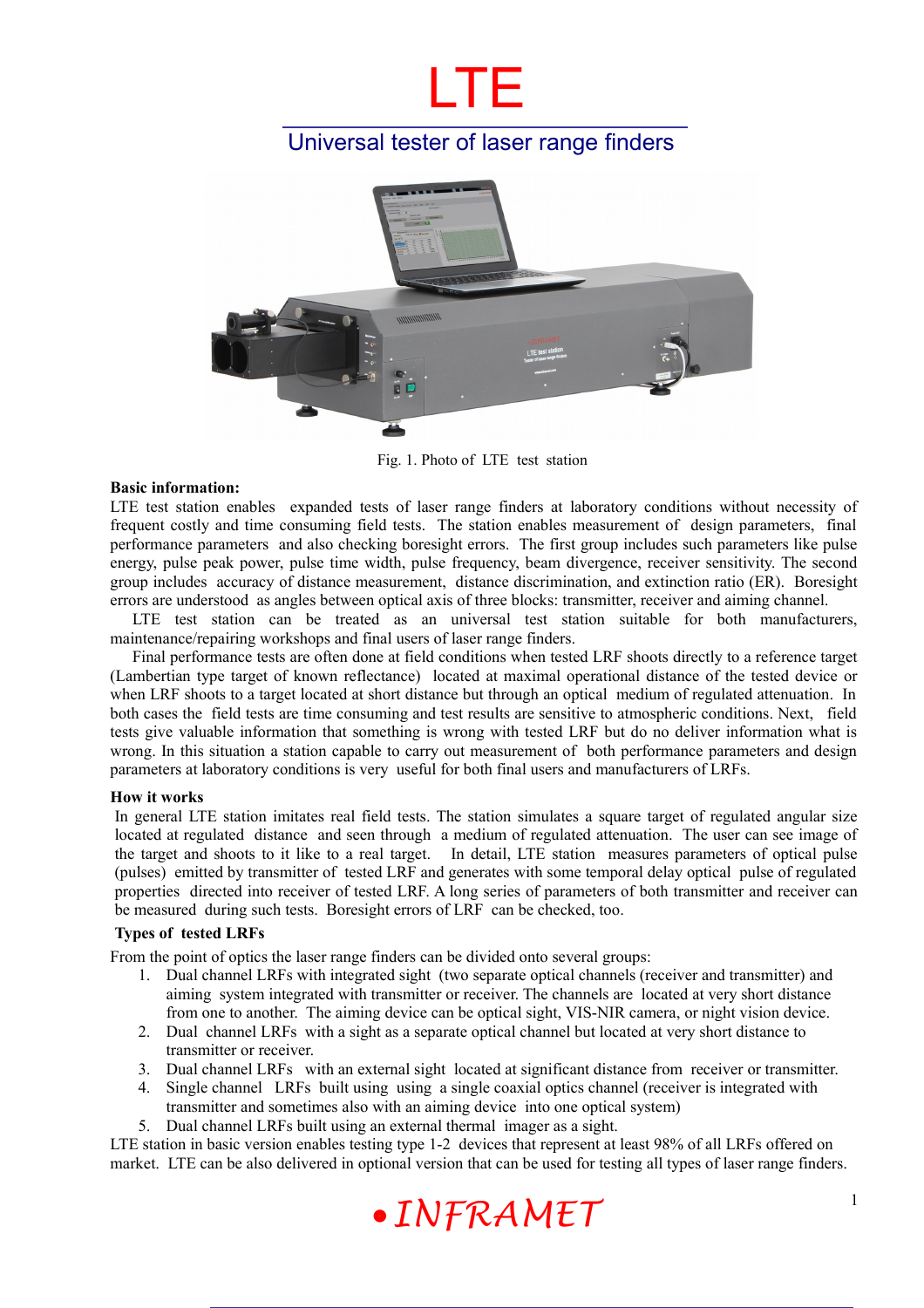# LTE

## Universal tester of laser range finders

Fig. 1. Photo of LTE test station

**Basic information:**

LTE test station enables expanded tests of laser range finders at laboratory conditions without necessity of frequent costly and time consuming field tests. The station enables measurement of design parameters, final performance parameters and also checking boresight errors. The first group includes such parameters like pulse energy, pulse peak power, pulse time width, pulse frequency, beam divergence, receiver sensitivity. The second group includes accuracy of distance measurement, distance discrimination, and extinction ratio (ER). Boresight errors are understood as angles between optical axis of three blocks: transmitter, receiver and aiming channel.

LTE test station can be treated as an universal test station suitable for both manufacturers, maintenance/repairing workshops and final users of laser range finders.

Final performance tests are often done at field conditions when tested LRF shoots directly to a reference target (Lambertian type target of known reflectance) located at maximal operational distance of the tested device or when LRF shoots to a target located at short distance but through an optical medium of regulated attenuation. In both cases the field tests are time consuming and test results are sensitive to atmospheric conditions. Next, field tests give valuable information that something is wrong with tested LRF but do no deliver information what is wrong. In this situation a station capable to carry out measurement of both performance parameters and design parameters at laboratory conditions is very useful for both final users and manufacturers of LRFs.

**How it works**

In general LTE station imitates real field tests. The station simulates a square target of regulated angular size located at regulated distance and seen through a medium of regulated attenuation. The user can see image of the target and shoots to it like to a real target. In detail, LTE station measures parameters of optical pulse (pulses) emitted by transmitter of tested LRF and generates with some temporal delay optical pulse of regulated properties directed into receiver of tested LRF. A long series of parameters of both transmitter and receiver can be measured during such tests. Boresight errors of LRF can be checked, too.

**Types of tested LRFs**

From the point of optics the laser range finders can be divided onto several groups:

1. Dual channel LRFs with integrated sight (two separate optical channels (receiver and transmitter) and aiming system integrated with transmitter or receiver. The channels are located at very short distance from one to another. The aiming device can be optical sight, VIS-NIR camera, or night vision device.
2. Dual channel LRFs with a sight as a separate optical channel but located at very short distance to transmitter or receiver.
3. Dual channel LRFs with an external sight located at significant distance from receiver or transmitter.
4. Single channel LRFs built using using a single coaxial optics channel (receiver is integrated with transmitter and sometimes also with an aiming device into one optical system)
5. Dual channel LRFs built using an external thermal imager as a sight.

LTE station in basic version enables testing type 1-2 devices that represent at least 98% of all LRFs offered on market. LTE can be also delivered in optional version that can be used for testing all types of laser range finders.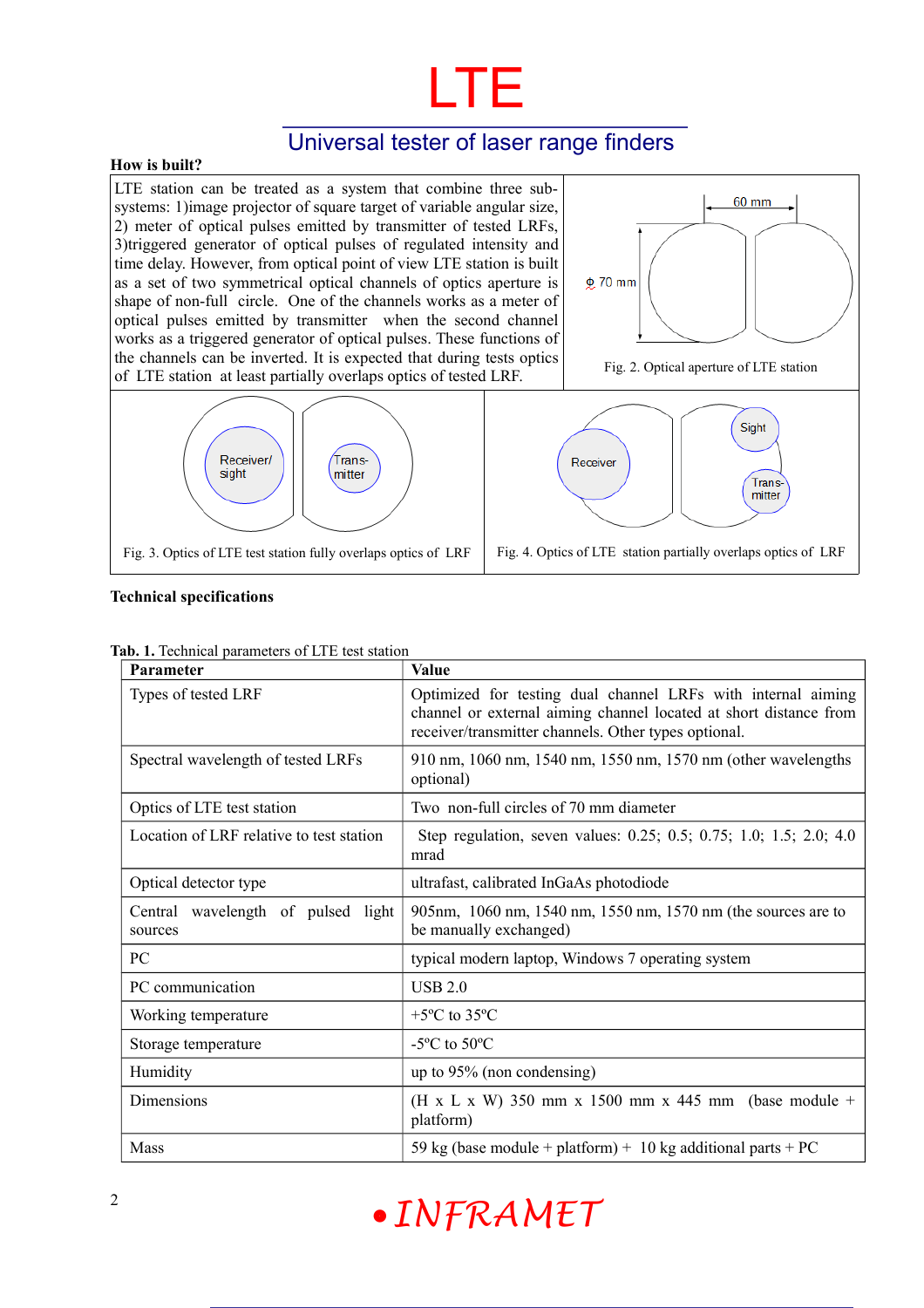# LTE

## Universal tester of laser range finders

**How is built?**

LTE station can be treated as a system that combine three sub-systems: 1)image projector of square target of variable angular size, 2) meter of optical pulses emitted by transmitter of tested LRFs, 3)triggered generator of optical pulses of regulated intensity and time delay. However, from optical point of view LTE station is built as a set of two symmetrical optical channels of optics aperture is shape of non-full circle. One of the channels works as a meter of optical pulses emitted by transmitter when the second channel works as a triggered generator of optical pulses. These functions of the channels can be inverted. It is expected that during tests optics of LTE station at least partially overlaps optics of tested LRF.

Fig. 2. Optical aperture of LTE station

Fig. 3. Optics of LTE test station fully overlaps optics of LRF

Fig. 4. Optics of LTE station partially overlaps optics of LRF

**Technical specifications**

**Tab. 1.** Technical parameters of LTE test station

| Parameter | Value |
|---|---|
| Types of tested LRF | Optimized for testing dual channel LRFs with internal aiming channel or external aiming channel located at short distance from receiver/transmitter channels. Other types optional. |
| Spectral wavelength of tested LRFs | 910 nm, 1060 nm, 1540 nm, 1550 nm, 1570 nm (other wavelengths optional) |
| Optics of LTE test station | Two non-full circles of 70 mm diameter |
| Location of LRF relative to test station | Step regulation, seven values: 0.25; 0.5; 0.75; 1.0; 1.5; 2.0; 4.0 mrad |
| Optical detector type | ultrafast, calibrated InGaAs photodiode |
| Central wavelength of pulsed light sources | 905nm, 1060 nm, 1540 nm, 1550 nm, 1570 nm (the sources are to be manually exchanged) |
| PC | typical modern laptop, Windows 7 operating system |
| PC communication | USB 2.0 |
| Working temperature | +5ºC to 35ºC |
| Storage temperature | -5ºC to 50ºC |
| Humidity | up to 95% (non condensing) |
| Dimensions | (H x L x W) 350 mm x 1500 mm x 445 mm (base module + platform) |
| Mass | 59 kg (base module + platform) + 10 kg additional parts + PC |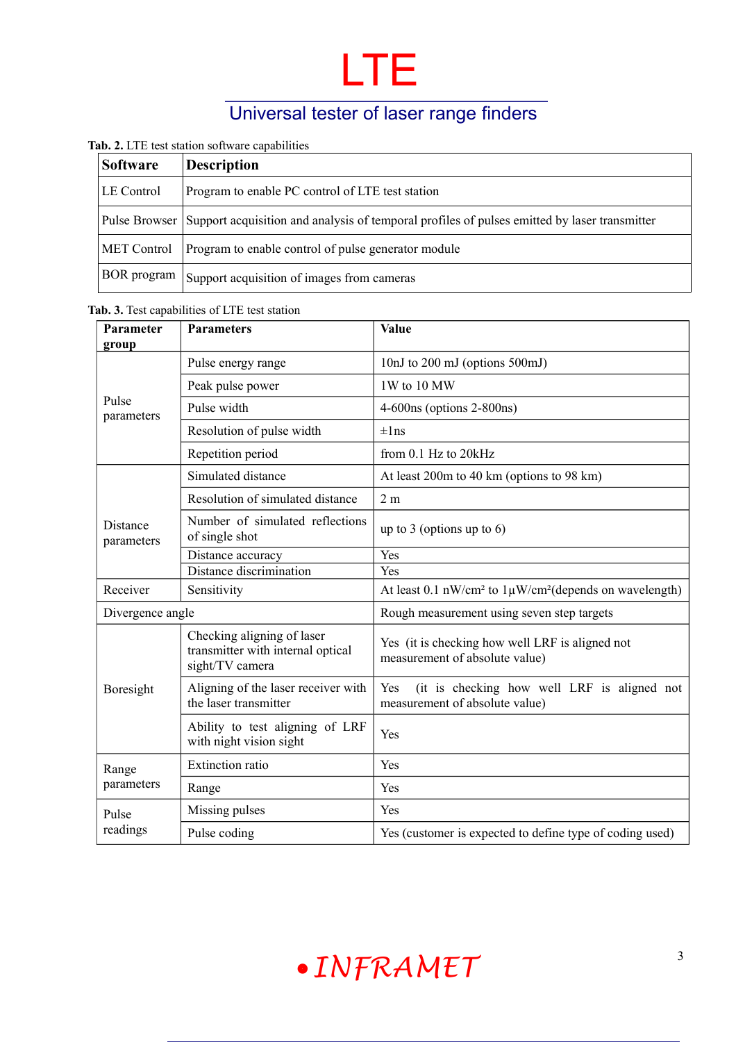# LTE

## Universal tester of laser range finders

**Tab. 2.** LTE test station software capabilities

| Software | Description |
|---|---|
| LE Control | Program to enable PC control of LTE test station |
| Pulse Browser | Support acquisition and analysis of temporal profiles of pulses emitted by laser transmitter |
| MET Control | Program to enable control of pulse generator module |
| BOR program | Support acquisition of images from cameras |

**Tab. 3.** Test capabilities of LTE test station

| Parameter group | Parameters | Value |
|---|---|---|
| Pulse parameters | Pulse energy range | 10nJ to 200 mJ (options 500mJ) |
| | Peak pulse power | 1W to 10 MW |
| | Pulse width | 4-600ns (options 2-800ns) |
| | Resolution of pulse width | ±1ns |
| | Repetition period | from 0.1 Hz to 20kHz |
| Distance parameters | Simulated distance | At least 200m to 40 km (options to 98 km) |
| | Resolution of simulated distance | 2 m |
| | Number of simulated reflections of single shot | up to 3 (options up to 6) |
| | Distance accuracy | Yes |
| | Distance discrimination | Yes |
| Receiver | Sensitivity | At least 0.1 nW/cm² to 1µW/cm²(depends on wavelength) |
| Divergence angle | | Rough measurement using seven step targets |
| Boresight | Checking aligning of laser transmitter with internal optical sight/TV camera | Yes (it is checking how well LRF is aligned not measurement of absolute value) |
| | Aligning of the laser receiver with the laser transmitter | Yes (it is checking how well LRF is aligned not measurement of absolute value) |
| | Ability to test aligning of LRF with night vision sight | Yes |
| Range parameters | Extinction ratio | Yes |
| | Range | Yes |
| Pulse readings | Missing pulses | Yes |
| | Pulse coding | Yes (customer is expected to define type of coding used) |

• INFRAMET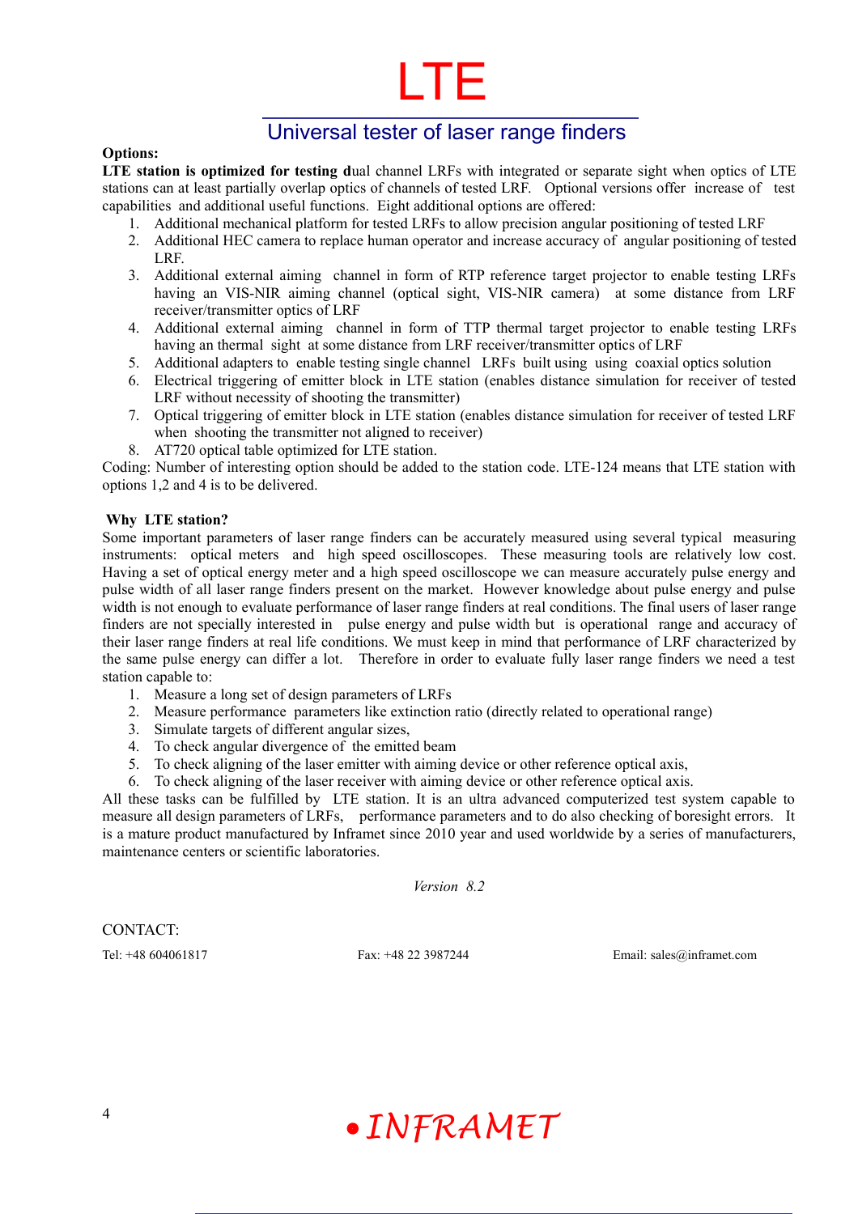# LTE

## Universal tester of laser range finders

**Options:**

**LTE station is optimized for testing d**ual channel LRFs with integrated or separate sight when optics of LTE stations can at least partially overlap optics of channels of tested LRF. Optional versions offer increase of test capabilities and additional useful functions. Eight additional options are offered:

1. Additional mechanical platform for tested LRFs to allow precision angular positioning of tested LRF
2. Additional HEC camera to replace human operator and increase accuracy of angular positioning of tested LRF.
3. Additional external aiming channel in form of RTP reference target projector to enable testing LRFs having an VIS-NIR aiming channel (optical sight, VIS-NIR camera) at some distance from LRF receiver/transmitter optics of LRF
4. Additional external aiming channel in form of TTP thermal target projector to enable testing LRFs having an thermal sight at some distance from LRF receiver/transmitter optics of LRF
5. Additional adapters to enable testing single channel LRFs built using using coaxial optics solution
6. Electrical triggering of emitter block in LTE station (enables distance simulation for receiver of tested LRF without necessity of shooting the transmitter)
7. Optical triggering of emitter block in LTE station (enables distance simulation for receiver of tested LRF when shooting the transmitter not aligned to receiver)
8. AT720 optical table optimized for LTE station.

Coding: Number of interesting option should be added to the station code. LTE-124 means that LTE station with options 1,2 and 4 is to be delivered.

**Why LTE station?**

Some important parameters of laser range finders can be accurately measured using several typical measuring instruments: optical meters and high speed oscilloscopes. These measuring tools are relatively low cost. Having a set of optical energy meter and a high speed oscilloscope we can measure accurately pulse energy and pulse width of all laser range finders present on the market. However knowledge about pulse energy and pulse width is not enough to evaluate performance of laser range finders at real conditions. The final users of laser range finders are not specially interested in pulse energy and pulse width but is operational range and accuracy of their laser range finders at real life conditions. We must keep in mind that performance of LRF characterized by the same pulse energy can differ a lot. Therefore in order to evaluate fully laser range finders we need a test station capable to:

1. Measure a long set of design parameters of LRFs
2. Measure performance parameters like extinction ratio (directly related to operational range)
3. Simulate targets of different angular sizes,
4. To check angular divergence of the emitted beam
5. To check aligning of the laser emitter with aiming device or other reference optical axis,
6. To check aligning of the laser receiver with aiming device or other reference optical axis.

All these tasks can be fulfilled by LTE station. It is an ultra advanced computerized test system capable to measure all design parameters of LRFs, performance parameters and to do also checking of boresight errors. It is a mature product manufactured by Inframet since 2010 year and used worldwide by a series of manufacturers, maintenance centers or scientific laboratories.

*Version 8.2*

CONTACT:

Tel: +48 604061817 Fax: +48 22 3987244 Email: sales@inframet.com